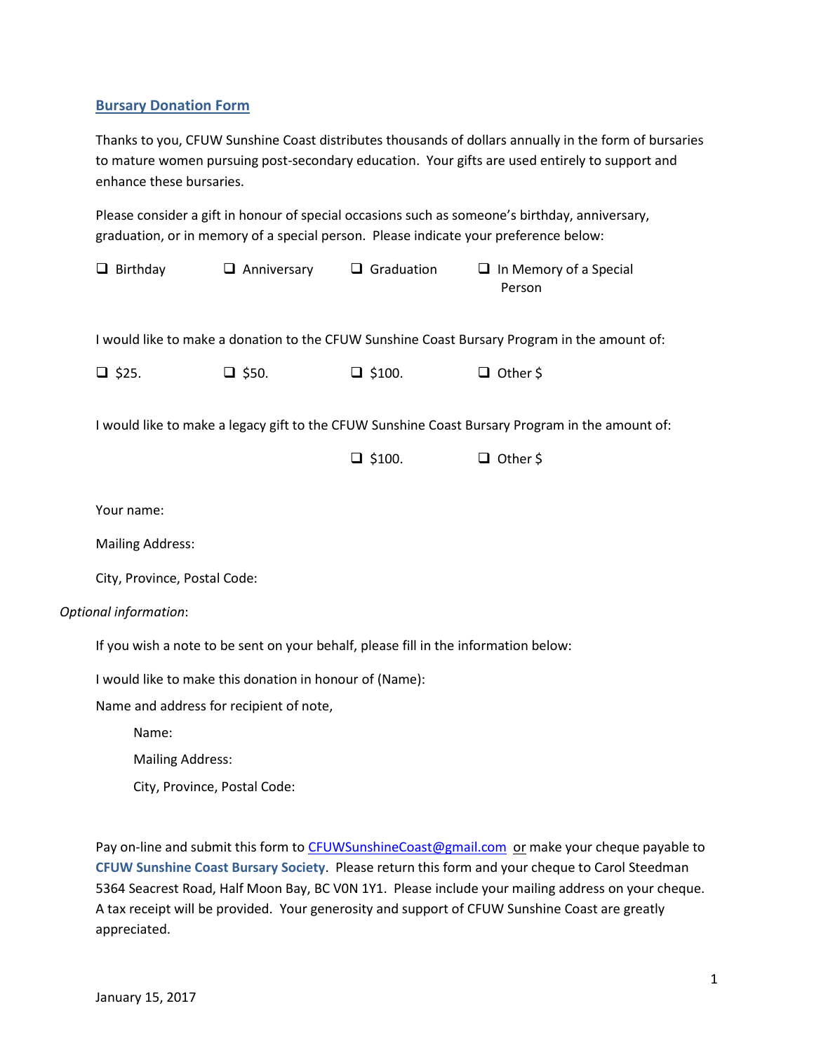## Bursary Donation Form

Thanks to you, CFUW Sunshine Coast distributes thousands of dollars annually in the form of bursaries to mature women pursuing post-secondary education. Your gifts are used entirely to support and enhance these bursaries.

Please consider a gift in honour of special occasions such as someone's birthday, anniversary, graduation, or in memory of a special person. Please indicate your preference below:

❑ Birthday ❑ Anniversary ❑ Graduation ❑ In Memory of a Special Person

I would like to make a donation to the CFUW Sunshine Coast Bursary Program in the amount of:

❑ $25. ❑ $50. ❑ $100. ❑ Other $

I would like to make a legacy gift to the CFUW Sunshine Coast Bursary Program in the amount of:

❑ $100. ❑ Other $

Your name:

Mailing Address:

City, Province, Postal Code:

*Optional information*:

If you wish a note to be sent on your behalf, please fill in the information below:

I would like to make this donation in honour of (Name):

Name and address for recipient of note,

Name:

Mailing Address:

City, Province, Postal Code:

Pay on-line and submit this form to CFUWSunshineCoast@gmail.com or make your cheque payable to **CFUW Sunshine Coast Bursary Society**. Please return this form and your cheque to Carol Steedman 5364 Seacrest Road, Half Moon Bay, BC V0N 1Y1. Please include your mailing address on your cheque. A tax receipt will be provided. Your generosity and support of CFUW Sunshine Coast are greatly appreciated.

January 15, 2017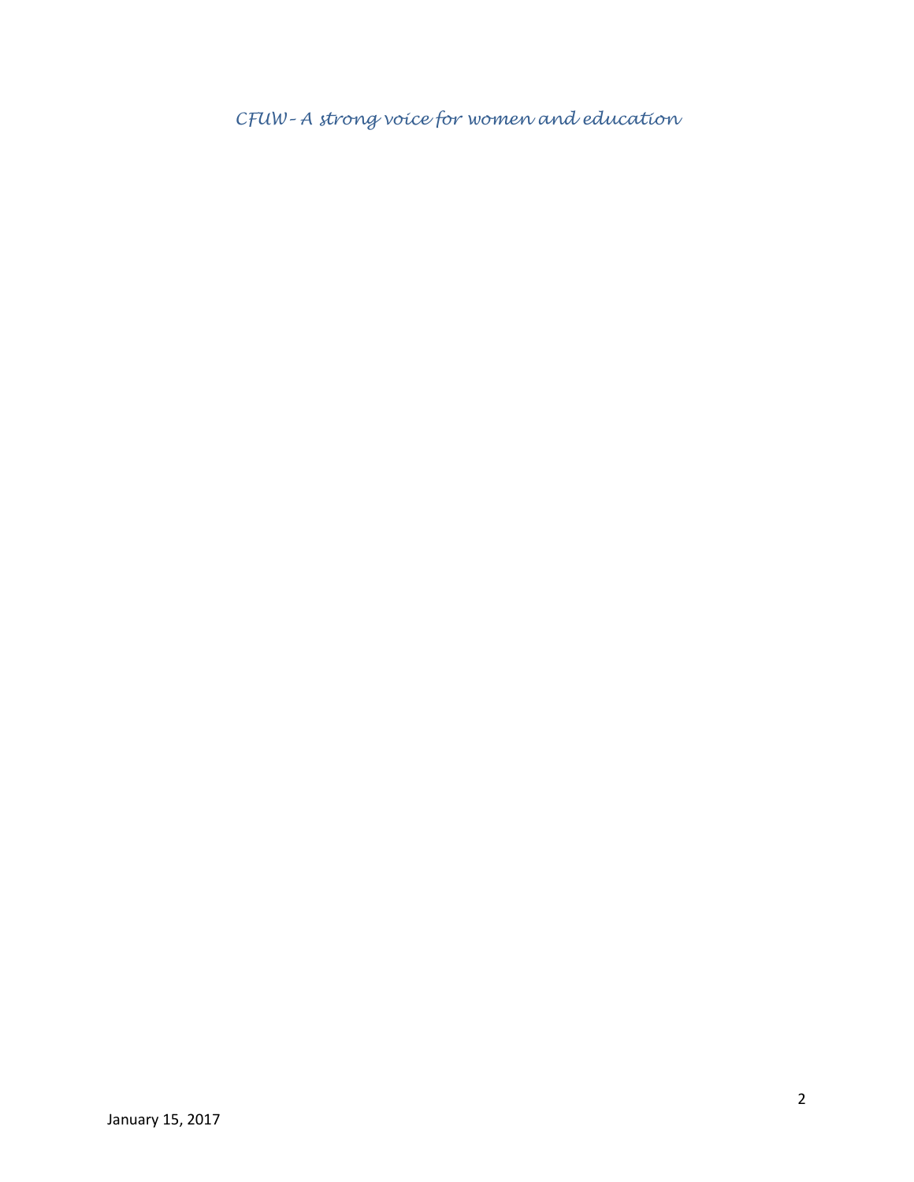*CFUW- A strong voice for women and education*